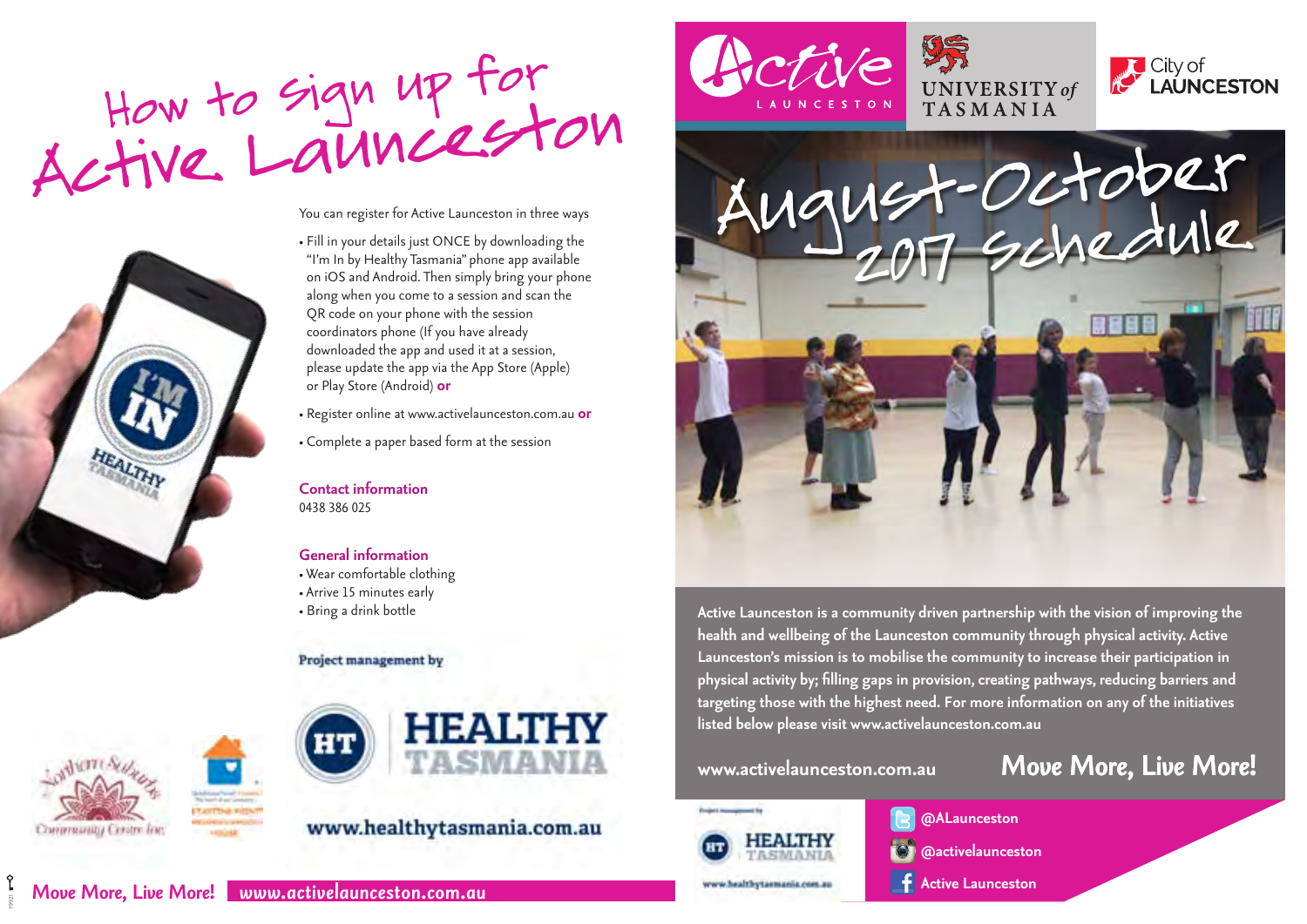# How to sign up for Active Launceston

You can register for Active Launceston in three ways

- Fill in your details just ONCE by downloading the "I'm In by Healthy Tasmania" phone app available on iOS and Android. Then simply bring your phone along when you come to a session and scan the QR code on your phone with the session coordinators phone (If you have already downloaded the app and used it at a session, please update the app via the App Store (Apple) or Play Store (Android) **or**
- Register online at www.activelaunceston.com.au **or**
- Complete a paper based form at the session

## Contact information

0438 386 025

## General information

- Wear comfortable clothing
- Arrive 15 minutes early
- Bring a drink bottle

Project management by

HEALTHY TASMANIA

www.healthytasmania.com.au

**Move More, Live More!** www.activelaunceston.com.au

Active LAUNCESTON

UNIVERSITY of TASMANIA

City of LAUNCESTON

# August-October 2017 Schedule

**Active Launceston is a community driven partnership with the vision of improving the health and wellbeing of the Launceston community through physical activity. Active Launceston's mission is to mobilise the community to increase their participation in physical activity by; filling gaps in provision, creating pathways, reducing barriers and targeting those with the highest need. For more information on any of the initiatives listed below please visit www.activelaunceston.com.au**

www.activelaunceston.com.au

**Move More, Live More!**

Project management by HEALTHY TASMANIA www.healthytasmania.com.au

@ALaunceston

@activelaunceston

Active Launceston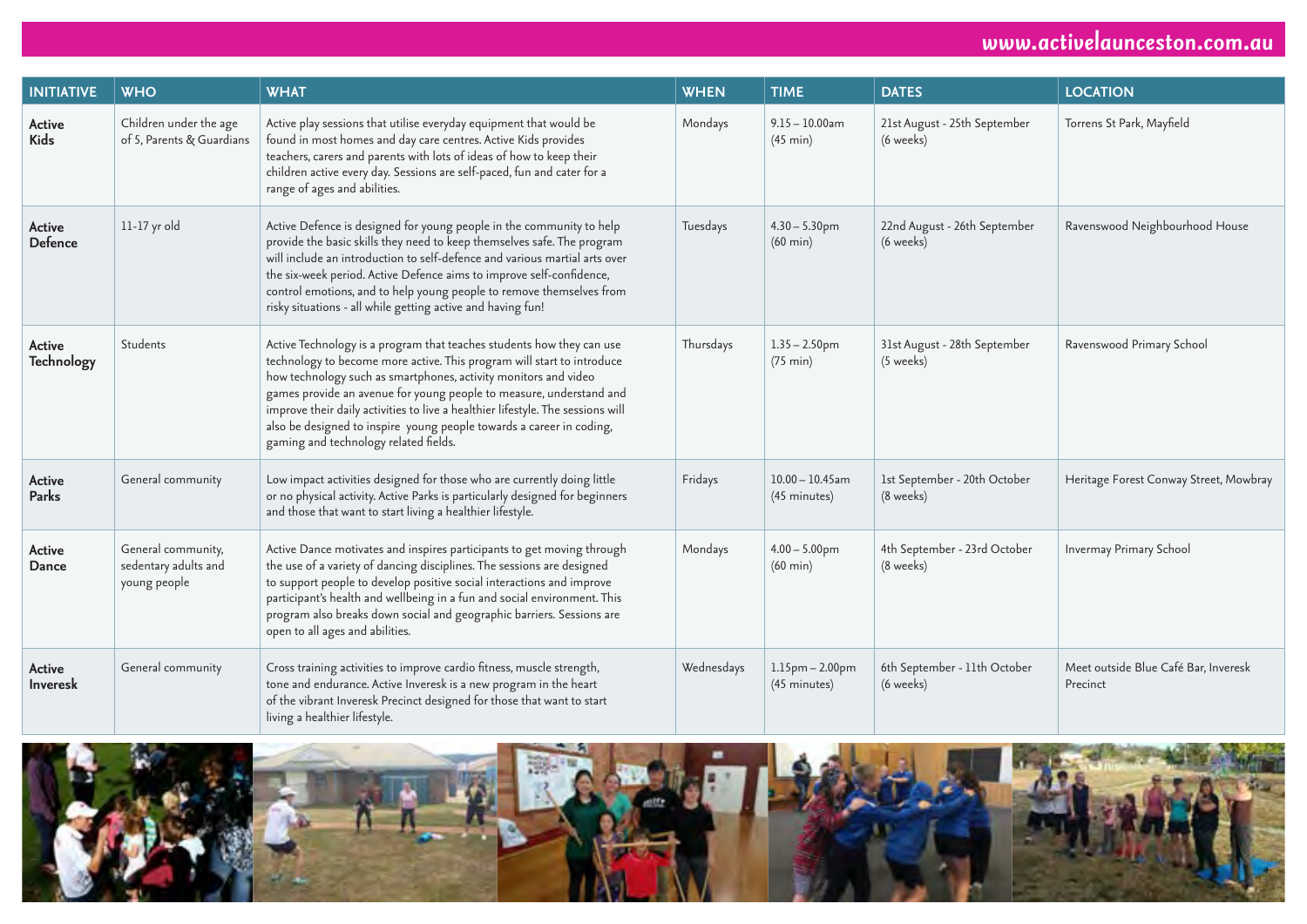www.activelaunceston.com.au

| INITIATIVE | WHO | WHAT | WHEN | TIME | DATES | LOCATION |
|---|---|---|---|---|---|---|
| **Active Kids** | Children under the age of 5, Parents & Guardians | Active play sessions that utilise everyday equipment that would be found in most homes and day care centres. Active Kids provides teachers, carers and parents with lots of ideas of how to keep their children active every day. Sessions are self-paced, fun and cater for a range of ages and abilities. | Mondays | 9.15 – 10.00am (45 min) | 21st August - 25th September (6 weeks) | Torrens St Park, Mayfield |
| **Active Defence** | 11-17 yr old | Active Defence is designed for young people in the community to help provide the basic skills they need to keep themselves safe. The program will include an introduction to self-defence and various martial arts over the six-week period. Active Defence aims to improve self-confidence, control emotions, and to help young people to remove themselves from risky situations - all while getting active and having fun! | Tuesdays | 4.30 – 5.30pm (60 min) | 22nd August - 26th September (6 weeks) | Ravenswood Neighbourhood House |
| **Active Technology** | Students | Active Technology is a program that teaches students how they can use technology to become more active. This program will start to introduce how technology such as smartphones, activity monitors and video games provide an avenue for young people to measure, understand and improve their daily activities to live a healthier lifestyle. The sessions will also be designed to inspire young people towards a career in coding, gaming and technology related fields. | Thursdays | 1.35 – 2.50pm (75 min) | 31st August - 28th September (5 weeks) | Ravenswood Primary School |
| **Active Parks** | General community | Low impact activities designed for those who are currently doing little or no physical activity. Active Parks is particularly designed for beginners and those that want to start living a healthier lifestyle. | Fridays | 10.00 – 10.45am (45 minutes) | 1st September - 20th October (8 weeks) | Heritage Forest Conway Street, Mowbray |
| **Active Dance** | General community, sedentary adults and young people | Active Dance motivates and inspires participants to get moving through the use of a variety of dancing disciplines. The sessions are designed to support people to develop positive social interactions and improve participant's health and wellbeing in a fun and social environment. This program also breaks down social and geographic barriers. Sessions are open to all ages and abilities. | Mondays | 4.00 – 5.00pm (60 min) | 4th September - 23rd October (8 weeks) | Invermay Primary School |
| **Active Inveresk** | General community | Cross training activities to improve cardio fitness, muscle strength, tone and endurance. Active Inveresk is a new program in the heart of the vibrant Inveresk Precinct designed for those that want to start living a healthier lifestyle. | Wednesdays | 1.15pm – 2.00pm (45 minutes) | 6th September - 11th October (6 weeks) | Meet outside Blue Café Bar, Inveresk Precinct |